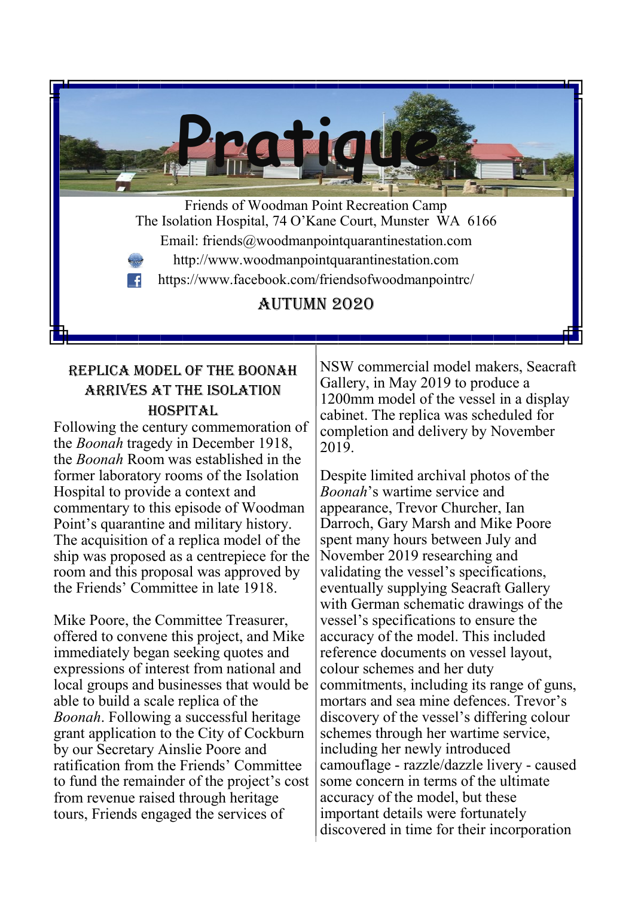# Pratique

Friends of Woodman Point Recreation Camp
The Isolation Hospital, 74 O'Kane Court, Munster WA 6166
Email: friends@woodmanpointquarantinestation.com
http://www.woodmanpointquarantinestation.com
https://www.facebook.com/friendsofwoodmanpointrc/

## AUTUMN 2020

### REPLICA MODEL OF THE BOONAH ARRIVES AT THE ISOLATION HOSPITAL

Following the century commemoration of the *Boonah* tragedy in December 1918, the *Boonah* Room was established in the former laboratory rooms of the Isolation Hospital to provide a context and commentary to this episode of Woodman Point's quarantine and military history. The acquisition of a replica model of the ship was proposed as a centrepiece for the room and this proposal was approved by the Friends' Committee in late 1918.

Mike Poore, the Committee Treasurer, offered to convene this project, and Mike immediately began seeking quotes and expressions of interest from national and local groups and businesses that would be able to build a scale replica of the *Boonah*. Following a successful heritage grant application to the City of Cockburn by our Secretary Ainslie Poore and ratification from the Friends' Committee to fund the remainder of the project's cost from revenue raised through heritage tours, Friends engaged the services of NSW commercial model makers, Seacraft Gallery, in May 2019 to produce a 1200mm model of the vessel in a display cabinet. The replica was scheduled for completion and delivery by November 2019.

Despite limited archival photos of the *Boonah*'s wartime service and appearance, Trevor Churcher, Ian Darroch, Gary Marsh and Mike Poore spent many hours between July and November 2019 researching and validating the vessel's specifications, eventually supplying Seacraft Gallery with German schematic drawings of the vessel's specifications to ensure the accuracy of the model. This included reference documents on vessel layout, colour schemes and her duty commitments, including its range of guns, mortars and sea mine defences. Trevor's discovery of the vessel's differing colour schemes through her wartime service, including her newly introduced camouflage - razzle/dazzle livery - caused some concern in terms of the ultimate accuracy of the model, but these important details were fortunately discovered in time for their incorporation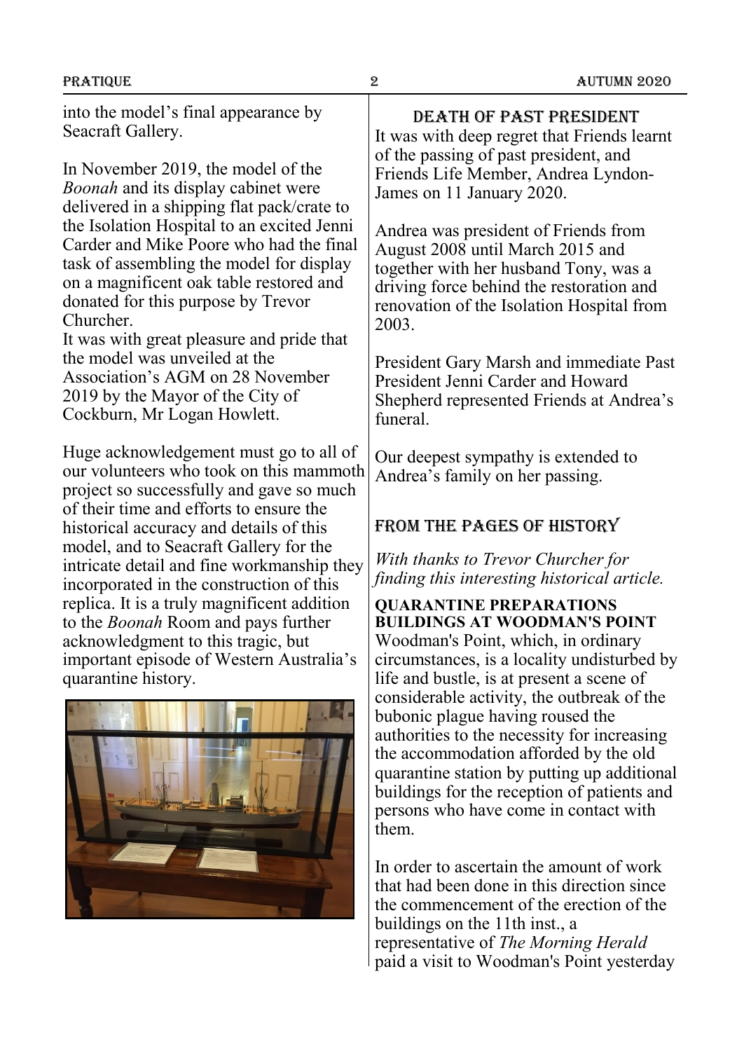into the model's final appearance by Seacraft Gallery.

In November 2019, the model of the *Boonah* and its display cabinet were delivered in a shipping flat pack/crate to the Isolation Hospital to an excited Jenni Carder and Mike Poore who had the final task of assembling the model for display on a magnificent oak table restored and donated for this purpose by Trevor Churcher.
It was with great pleasure and pride that the model was unveiled at the Association's AGM on 28 November 2019 by the Mayor of the City of Cockburn, Mr Logan Howlett.

Huge acknowledgement must go to all of our volunteers who took on this mammoth project so successfully and gave so much of their time and efforts to ensure the historical accuracy and details of this model, and to Seacraft Gallery for the intricate detail and fine workmanship they incorporated in the construction of this replica. It is a truly magnificent addition to the *Boonah* Room and pays further acknowledgment to this tragic, but important episode of Western Australia's quarantine history.

## DEATH OF PAST PRESIDENT

It was with deep regret that Friends learnt of the passing of past president, and Friends Life Member, Andrea Lyndon-James on 11 January 2020.

Andrea was president of Friends from August 2008 until March 2015 and together with her husband Tony, was a driving force behind the restoration and renovation of the Isolation Hospital from 2003.

President Gary Marsh and immediate Past President Jenni Carder and Howard Shepherd represented Friends at Andrea's funeral.

Our deepest sympathy is extended to Andrea's family on her passing.

## FROM THE PAGES OF HISTORY

*With thanks to Trevor Churcher for finding this interesting historical article.*

**QUARANTINE PREPARATIONS BUILDINGS AT WOODMAN'S POINT**

Woodman's Point, which, in ordinary circumstances, is a locality undisturbed by life and bustle, is at present a scene of considerable activity, the outbreak of the bubonic plague having roused the authorities to the necessity for increasing the accommodation afforded by the old quarantine station by putting up additional buildings for the reception of patients and persons who have come in contact with them.

In order to ascertain the amount of work that had been done in this direction since the commencement of the erection of the buildings on the 11th inst., a representative of *The Morning Herald* paid a visit to Woodman's Point yesterday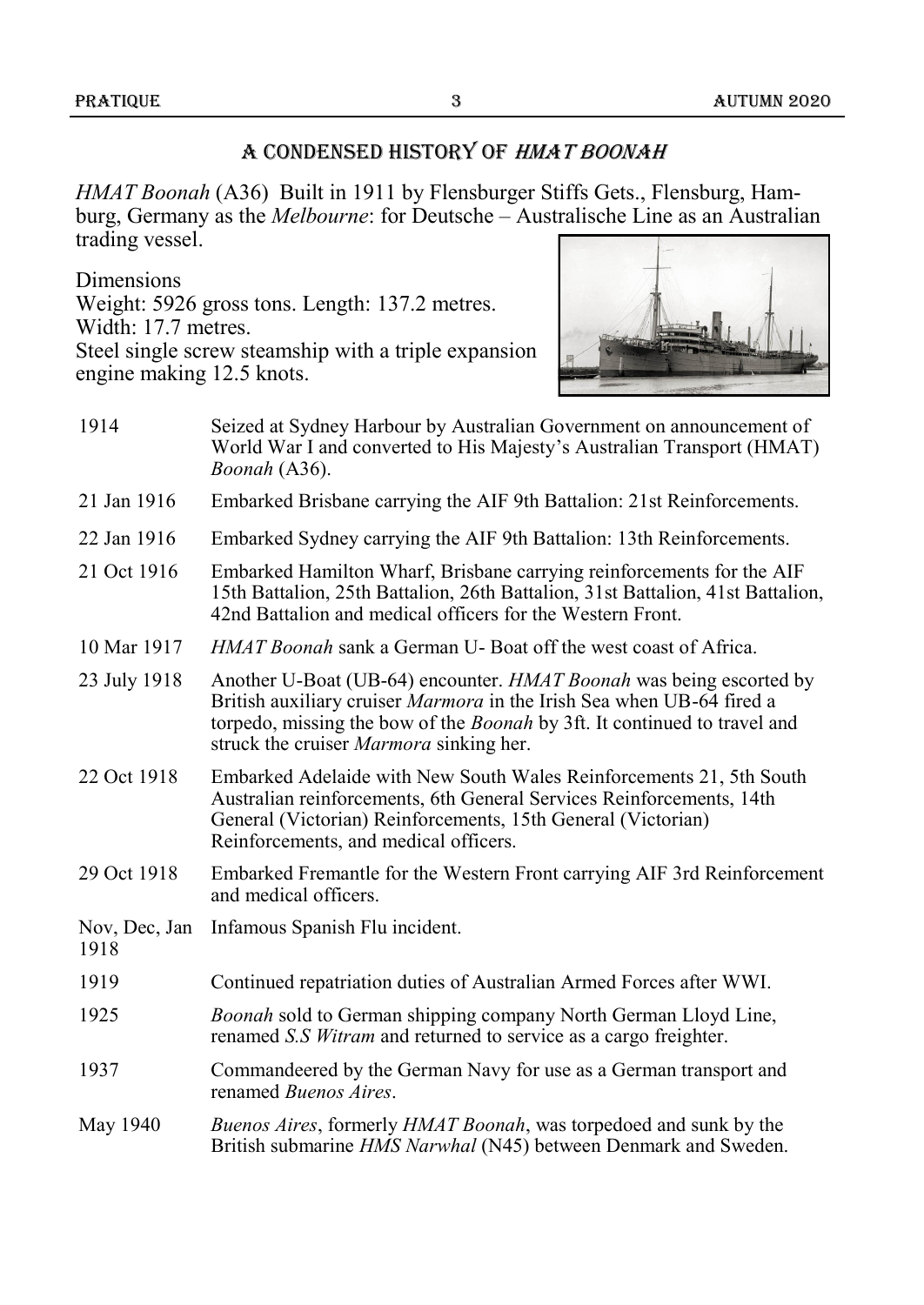## A CONDENSED HISTORY OF *HMAT BOONAH*

*HMAT Boonah* (A36) Built in 1911 by Flensburger Stiffs Gets., Flensburg, Hamburg, Germany as the *Melbourne*: for Deutsche – Australische Line as an Australian trading vessel.

Dimensions
Weight: 5926 gross tons. Length: 137.2 metres.
Width: 17.7 metres.
Steel single screw steamship with a triple expansion engine making 12.5 knots.

| | |
|---|---|
| 1914 | Seized at Sydney Harbour by Australian Government on announcement of World War I and converted to His Majesty's Australian Transport (HMAT) *Boonah* (A36). |
| 21 Jan 1916 | Embarked Brisbane carrying the AIF 9th Battalion: 21st Reinforcements. |
| 22 Jan 1916 | Embarked Sydney carrying the AIF 9th Battalion: 13th Reinforcements. |
| 21 Oct 1916 | Embarked Hamilton Wharf, Brisbane carrying reinforcements for the AIF 15th Battalion, 25th Battalion, 26th Battalion, 31st Battalion, 41st Battalion, 42nd Battalion and medical officers for the Western Front. |
| 10 Mar 1917 | *HMAT Boonah* sank a German U- Boat off the west coast of Africa. |
| 23 July 1918 | Another U-Boat (UB-64) encounter. *HMAT Boonah* was being escorted by British auxiliary cruiser *Marmora* in the Irish Sea when UB-64 fired a torpedo, missing the bow of the *Boonah* by 3ft. It continued to travel and struck the cruiser *Marmora* sinking her. |
| 22 Oct 1918 | Embarked Adelaide with New South Wales Reinforcements 21, 5th South Australian reinforcements, 6th General Services Reinforcements, 14th General (Victorian) Reinforcements, 15th General (Victorian) Reinforcements, and medical officers. |
| 29 Oct 1918 | Embarked Fremantle for the Western Front carrying AIF 3rd Reinforcement and medical officers. |
| Nov, Dec, Jan 1918 | Infamous Spanish Flu incident. |
| 1919 | Continued repatriation duties of Australian Armed Forces after WWI. |
| 1925 | *Boonah* sold to German shipping company North German Lloyd Line, renamed *S.S Witram* and returned to service as a cargo freighter. |
| 1937 | Commandeered by the German Navy for use as a German transport and renamed *Buenos Aires*. |
| May 1940 | *Buenos Aires*, formerly *HMAT Boonah*, was torpedoed and sunk by the British submarine *HMS Narwhal* (N45) between Denmark and Sweden. |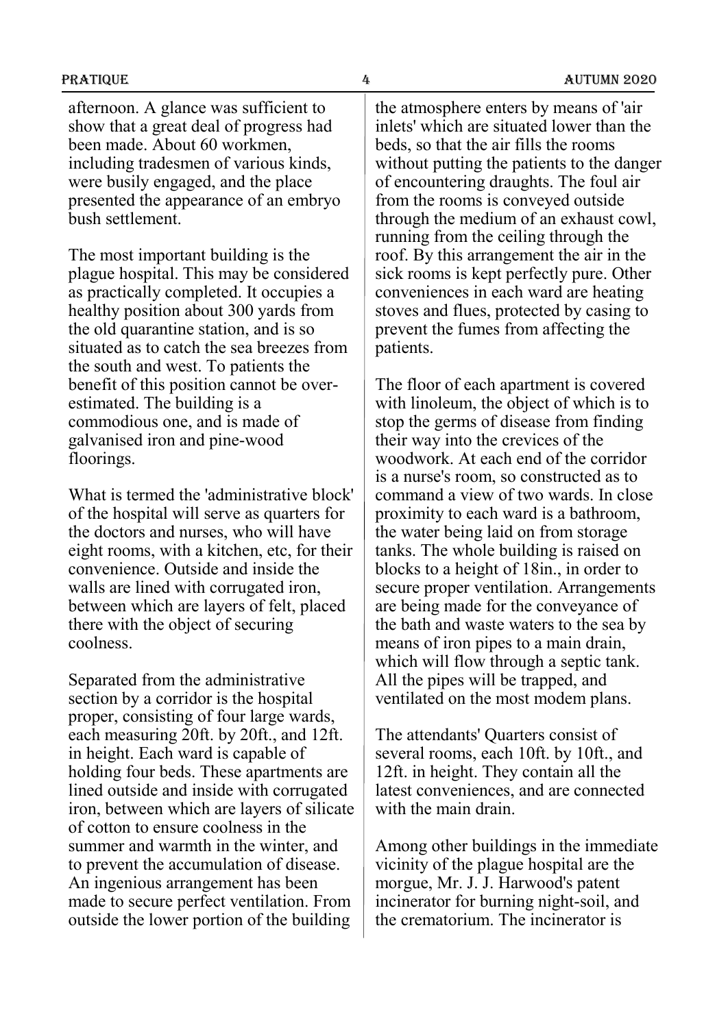afternoon. A glance was sufficient to show that a great deal of progress had been made. About 60 workmen, including tradesmen of various kinds, were busily engaged, and the place presented the appearance of an embryo bush settlement.

The most important building is the plague hospital. This may be considered as practically completed. It occupies a healthy position about 300 yards from the old quarantine station, and is so situated as to catch the sea breezes from the south and west. To patients the benefit of this position cannot be over-estimated. The building is a commodious one, and is made of galvanised iron and pine-wood floorings.

What is termed the 'administrative block' of the hospital will serve as quarters for the doctors and nurses, who will have eight rooms, with a kitchen, etc, for their convenience. Outside and inside the walls are lined with corrugated iron, between which are layers of felt, placed there with the object of securing coolness.

Separated from the administrative section by a corridor is the hospital proper, consisting of four large wards, each measuring 20ft. by 20ft., and 12ft. in height. Each ward is capable of holding four beds. These apartments are lined outside and inside with corrugated iron, between which are layers of silicate of cotton to ensure coolness in the summer and warmth in the winter, and to prevent the accumulation of disease. An ingenious arrangement has been made to secure perfect ventilation. From outside the lower portion of the building the atmosphere enters by means of 'air inlets' which are situated lower than the beds, so that the air fills the rooms without putting the patients to the danger of encountering draughts. The foul air from the rooms is conveyed outside through the medium of an exhaust cowl, running from the ceiling through the roof. By this arrangement the air in the sick rooms is kept perfectly pure. Other conveniences in each ward are heating stoves and flues, protected by casing to prevent the fumes from affecting the patients.

The floor of each apartment is covered with linoleum, the object of which is to stop the germs of disease from finding their way into the crevices of the woodwork. At each end of the corridor is a nurse's room, so constructed as to command a view of two wards. In close proximity to each ward is a bathroom, the water being laid on from storage tanks. The whole building is raised on blocks to a height of 18in., in order to secure proper ventilation. Arrangements are being made for the conveyance of the bath and waste waters to the sea by means of iron pipes to a main drain, which will flow through a septic tank. All the pipes will be trapped, and ventilated on the most modem plans.

The attendants' Quarters consist of several rooms, each 10ft. by 10ft., and 12ft. in height. They contain all the latest conveniences, and are connected with the main drain.

Among other buildings in the immediate vicinity of the plague hospital are the morgue, Mr. J. J. Harwood's patent incinerator for burning night-soil, and the crematorium. The incinerator is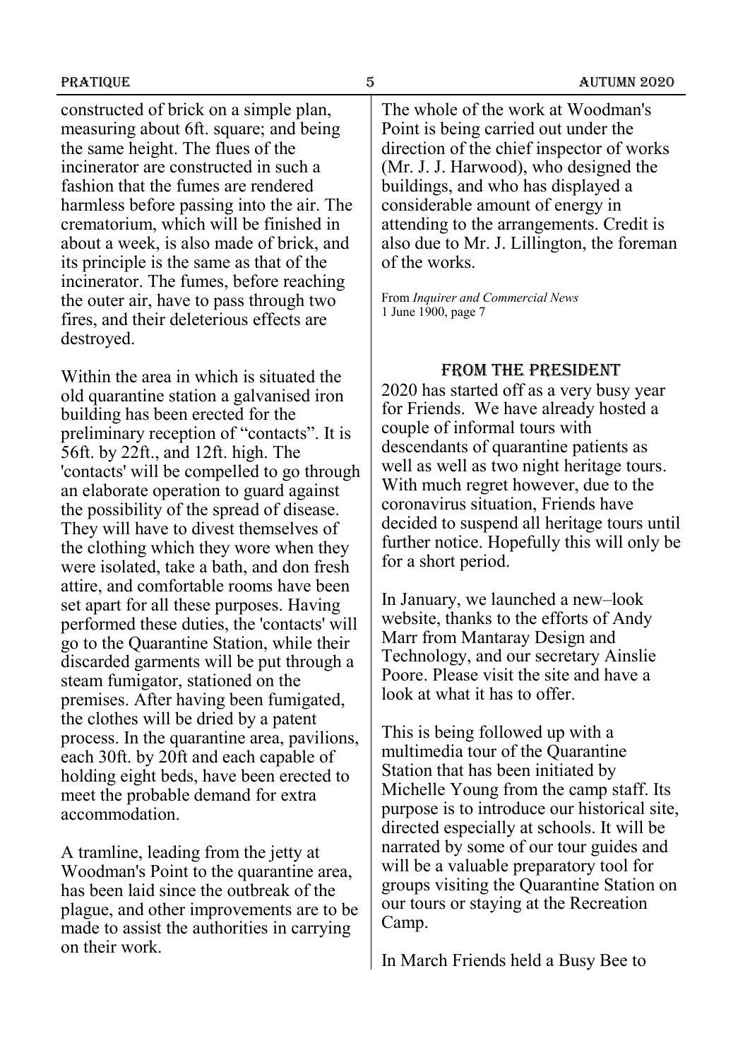constructed of brick on a simple plan, measuring about 6ft. square; and being the same height. The flues of the incinerator are constructed in such a fashion that the fumes are rendered harmless before passing into the air. The crematorium, which will be finished in about a week, is also made of brick, and its principle is the same as that of the incinerator. The fumes, before reaching the outer air, have to pass through two fires, and their deleterious effects are destroyed.

Within the area in which is situated the old quarantine station a galvanised iron building has been erected for the preliminary reception of "contacts". It is 56ft. by 22ft., and 12ft. high. The 'contacts' will be compelled to go through an elaborate operation to guard against the possibility of the spread of disease. They will have to divest themselves of the clothing which they wore when they were isolated, take a bath, and don fresh attire, and comfortable rooms have been set apart for all these purposes. Having performed these duties, the 'contacts' will go to the Quarantine Station, while their discarded garments will be put through a steam fumigator, stationed on the premises. After having been fumigated, the clothes will be dried by a patent process. In the quarantine area, pavilions, each 30ft. by 20ft and each capable of holding eight beds, have been erected to meet the probable demand for extra accommodation.

A tramline, leading from the jetty at Woodman's Point to the quarantine area, has been laid since the outbreak of the plague, and other improvements are to be made to assist the authorities in carrying on their work.

The whole of the work at Woodman's Point is being carried out under the direction of the chief inspector of works (Mr. J. J. Harwood), who designed the buildings, and who has displayed a considerable amount of energy in attending to the arrangements. Credit is also due to Mr. J. Lillington, the foreman of the works.

From *Inquirer and Commercial News*
1 June 1900, page 7

## From the President

2020 has started off as a very busy year for Friends. We have already hosted a couple of informal tours with descendants of quarantine patients as well as well as two night heritage tours. With much regret however, due to the coronavirus situation, Friends have decided to suspend all heritage tours until further notice. Hopefully this will only be for a short period.

In January, we launched a new–look website, thanks to the efforts of Andy Marr from Mantaray Design and Technology, and our secretary Ainslie Poore. Please visit the site and have a look at what it has to offer.

This is being followed up with a multimedia tour of the Quarantine Station that has been initiated by Michelle Young from the camp staff. Its purpose is to introduce our historical site, directed especially at schools. It will be narrated by some of our tour guides and will be a valuable preparatory tool for groups visiting the Quarantine Station on our tours or staying at the Recreation Camp.

In March Friends held a Busy Bee to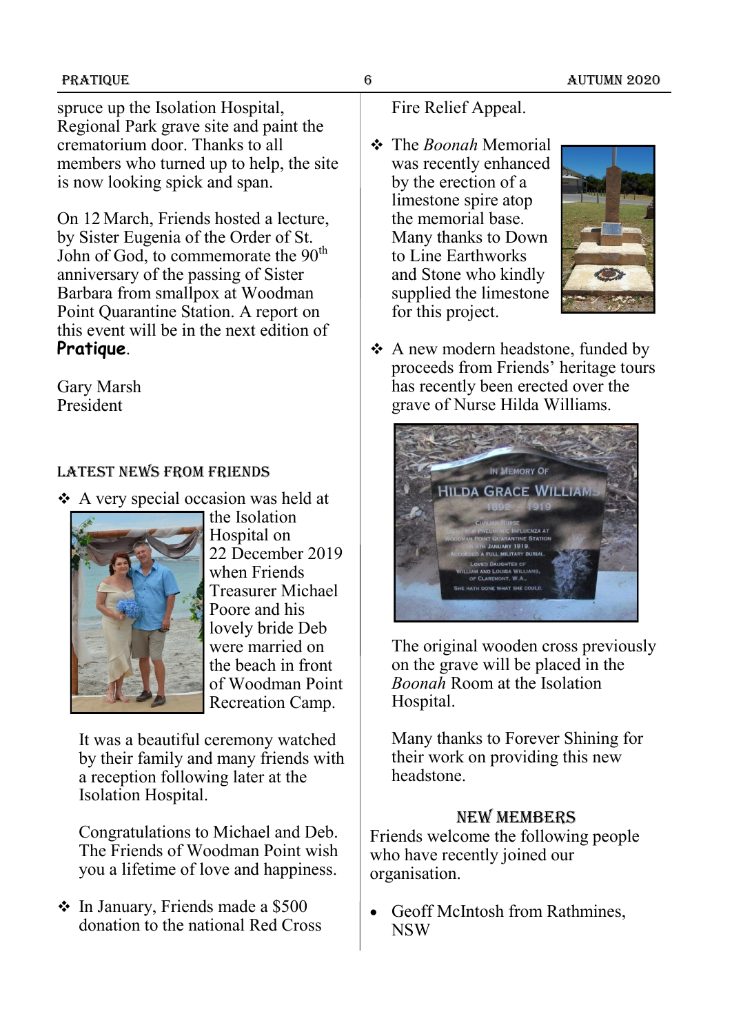spruce up the Isolation Hospital, Regional Park grave site and paint the crematorium door. Thanks to all members who turned up to help, the site is now looking spick and span.

On 12 March, Friends hosted a lecture, by Sister Eugenia of the Order of St. John of God, to commemorate the 90th anniversary of the passing of Sister Barbara from smallpox at Woodman Point Quarantine Station. A report on this event will be in the next edition of **Pratique**.

Gary Marsh
President

## LATEST NEWS FROM FRIENDS

- A very special occasion was held at the Isolation Hospital on 22 December 2019 when Friends Treasurer Michael Poore and his lovely bride Deb were married on the beach in front of Woodman Point Recreation Camp.

  It was a beautiful ceremony watched by their family and many friends with a reception following later at the Isolation Hospital.

  Congratulations to Michael and Deb. The Friends of Woodman Point wish you a lifetime of love and happiness.

- In January, Friends made a $500 donation to the national Red Cross Fire Relief Appeal.

- The *Boonah* Memorial was recently enhanced by the erection of a limestone spire atop the memorial base. Many thanks to Down to Line Earthworks and Stone who kindly supplied the limestone for this project.

- A new modern headstone, funded by proceeds from Friends' heritage tours has recently been erected over the grave of Nurse Hilda Williams.

  The original wooden cross previously on the grave will be placed in the *Boonah* Room at the Isolation Hospital.

  Many thanks to Forever Shining for their work on providing this new headstone.

## NEW MEMBERS

Friends welcome the following people who have recently joined our organisation.

- Geoff McIntosh from Rathmines, NSW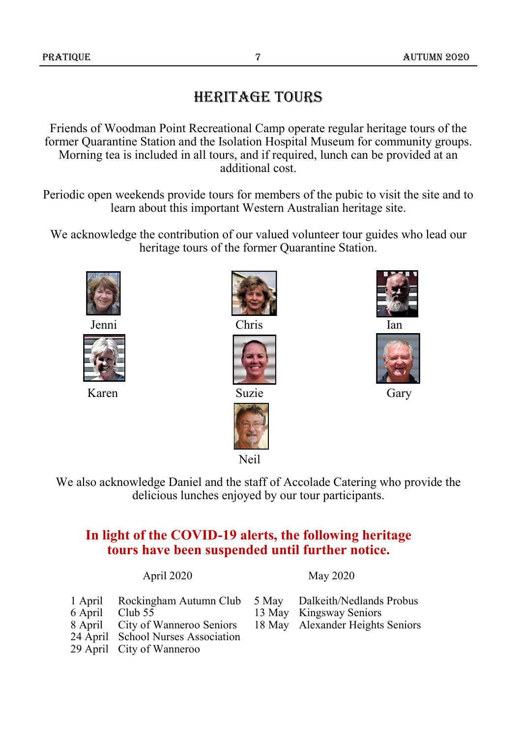# HERITAGE TOURS

Friends of Woodman Point Recreational Camp operate regular heritage tours of the former Quarantine Station and the Isolation Hospital Museum for community groups. Morning tea is included in all tours, and if required, lunch can be provided at an additional cost.

Periodic open weekends provide tours for members of the pubic to visit the site and to learn about this important Western Australian heritage site.

We acknowledge the contribution of our valued volunteer tour guides who lead our heritage tours of the former Quarantine Station.

Jenni

Chris

Ian

Karen

Suzie

Gary

Neil

We also acknowledge Daniel and the staff of Accolade Catering who provide the delicious lunches enjoyed by our tour participants.

**In light of the COVID-19 alerts, the following heritage tours have been suspended until further notice.**

| April 2020 | | May 2020 | |
|---|---|---|---|
| 1 April | Rockingham Autumn Club | 5 May | Dalkeith/Nedlands Probus |
| 6 April | Club 55 | 13 May | Kingsway Seniors |
| 8 April | City of Wanneroo Seniors | 18 May | Alexander Heights Seniors |
| 24 April | School Nurses Association | | |
| 29 April | City of Wanneroo | | |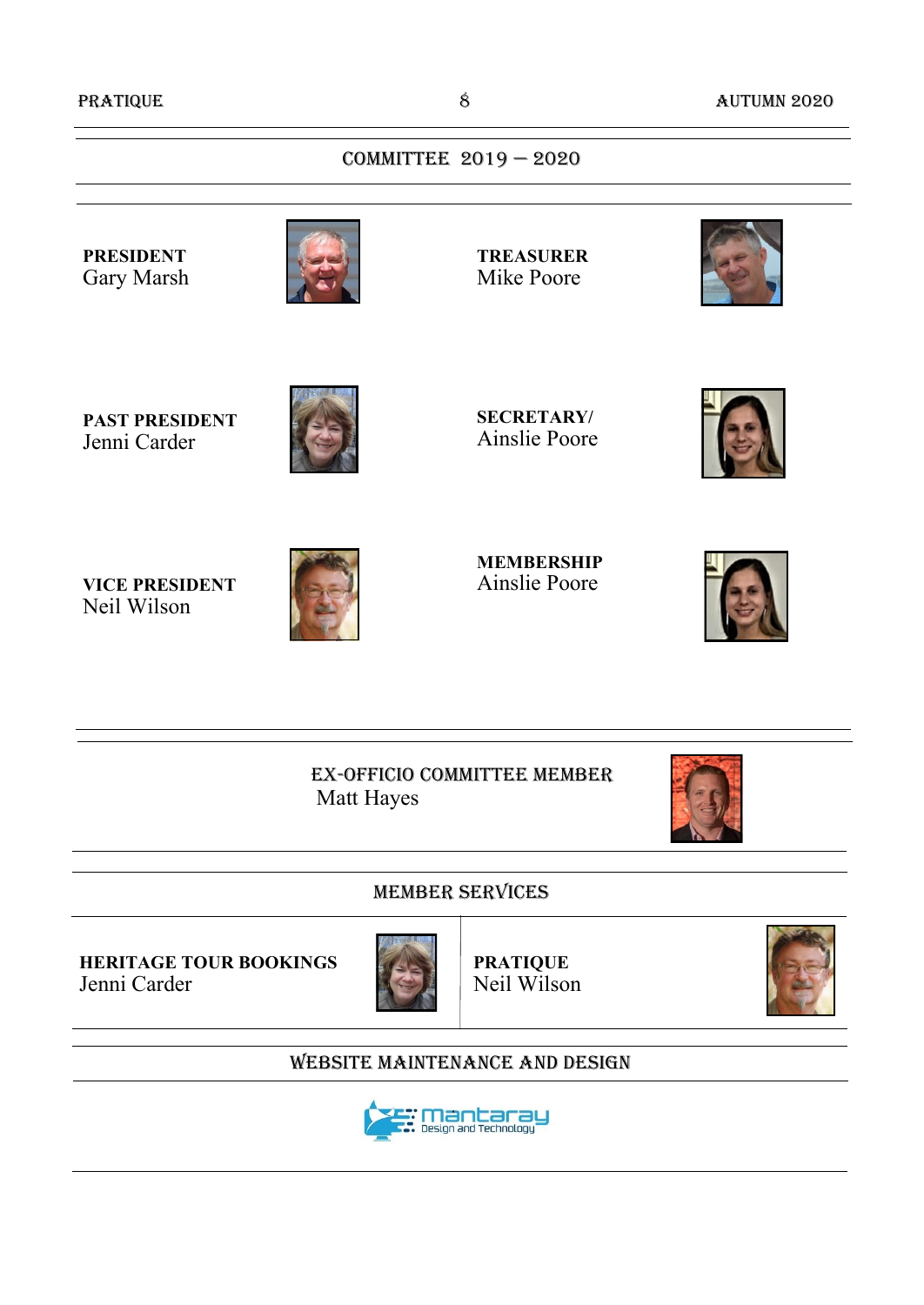## COMMITTEE 2019 – 2020

**PRESIDENT**
Gary Marsh

**TREASURER**
Mike Poore

**PAST PRESIDENT**
Jenni Carder

**SECRETARY/**
Ainslie Poore

**VICE PRESIDENT**
Neil Wilson

**MEMBERSHIP**
Ainslie Poore

**EX-OFFICIO COMMITTEE MEMBER**
Matt Hayes

## MEMBER SERVICES

**HERITAGE TOUR BOOKINGS**
Jenni Carder

**PRATIQUE**
Neil Wilson

## WEBSITE MAINTENANCE AND DESIGN

mantaray
Design and Technology